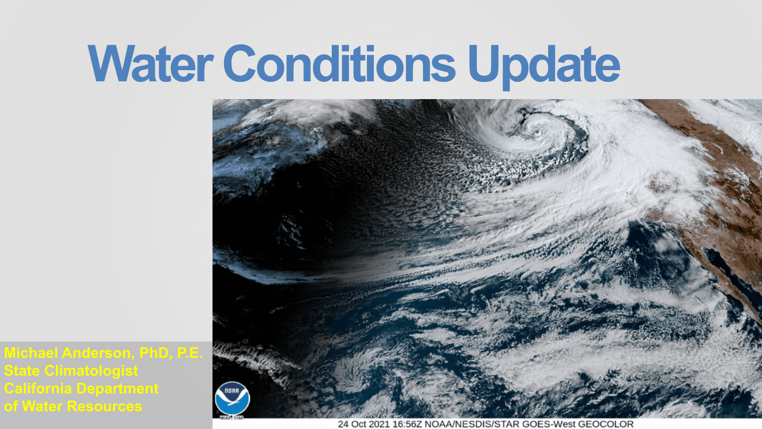# Water Conditions Update

**Michael Anderson, PhD, P.E.**
**State Climatologist**
**California Department of Water Resources**

24 Oct 2021 16:56Z NOAA/NESDIS/STAR GOES-West GEOCOLOR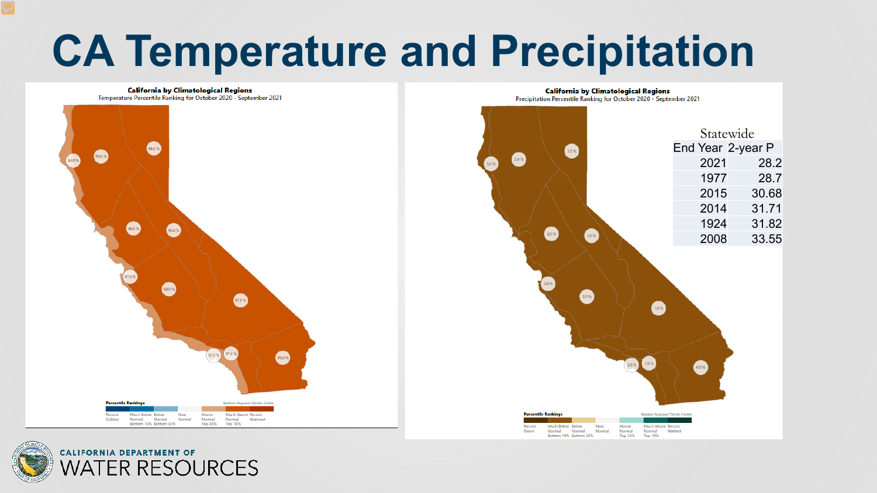# CA Temperature and Precipitation

**California by Climatological Regions**
Temperature Percentile Ranking for October 2020 - September 2021

**California by Climatological Regions**
Precipitation Percentile Ranking for October 2020 - September 2021

Statewide

| End Year | 2-year P |
|---|---|
| 2021 | 28.2 |
| 1977 | 28.7 |
| 2015 | 30.68 |
| 2014 | 31.71 |
| 1924 | 31.82 |
| 2008 | 33.55 |

CALIFORNIA DEPARTMENT OF WATER RESOURCES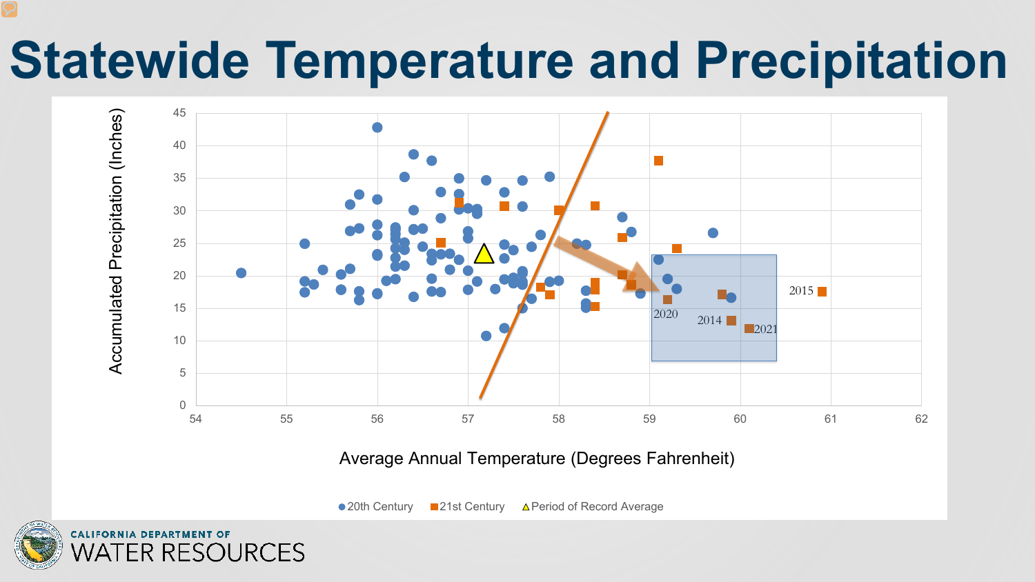# Statewide Temperature and Precipitation

Accumulated Precipitation (Inches)

45
40
35
30
25
20
15
10
5
0

54 55 56 57 58 59 60 61 62

Average Annual Temperature (Degrees Fahrenheit)

2020
2014
2021
2015

● 20th Century ■ 21st Century ▲ Period of Record Average

CALIFORNIA DEPARTMENT OF WATER RESOURCES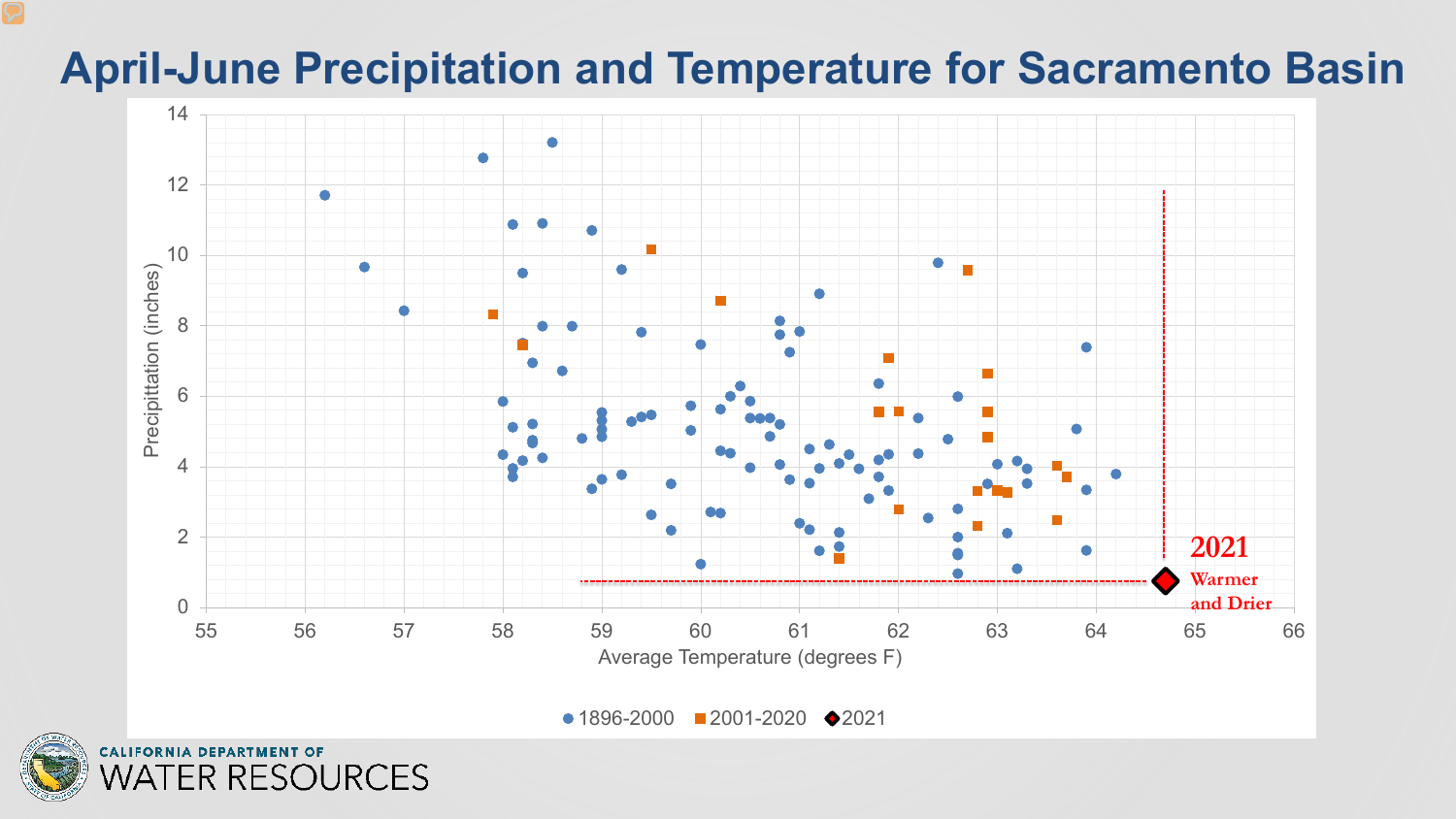# April-June Precipitation and Temperature for Sacramento Basin

Precipitation (inches)

Average Temperature (degrees F)

2021

Warmer and Drier

● 1896-2000 ■ 2001-2020 ◆ 2021

CALIFORNIA DEPARTMENT OF WATER RESOURCES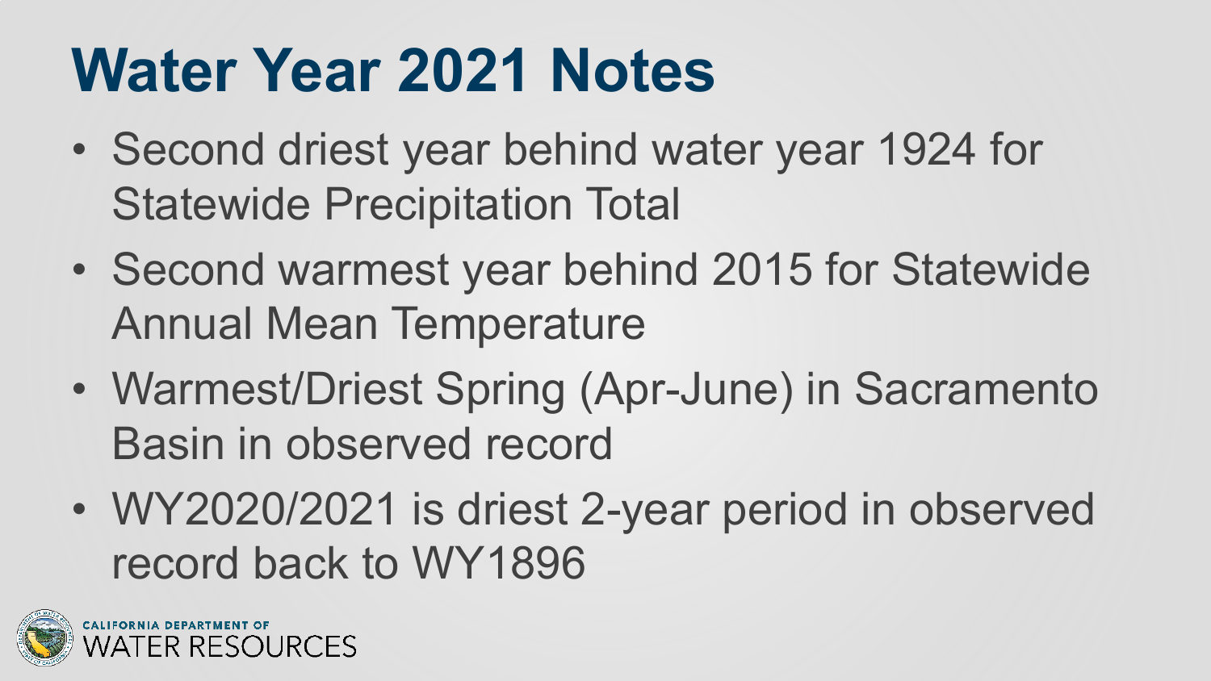# Water Year 2021 Notes

- Second driest year behind water year 1924 for Statewide Precipitation Total
- Second warmest year behind 2015 for Statewide Annual Mean Temperature
- Warmest/Driest Spring (Apr-June) in Sacramento Basin in observed record
- WY2020/2021 is driest 2-year period in observed record back to WY1896

CALIFORNIA DEPARTMENT OF WATER RESOURCES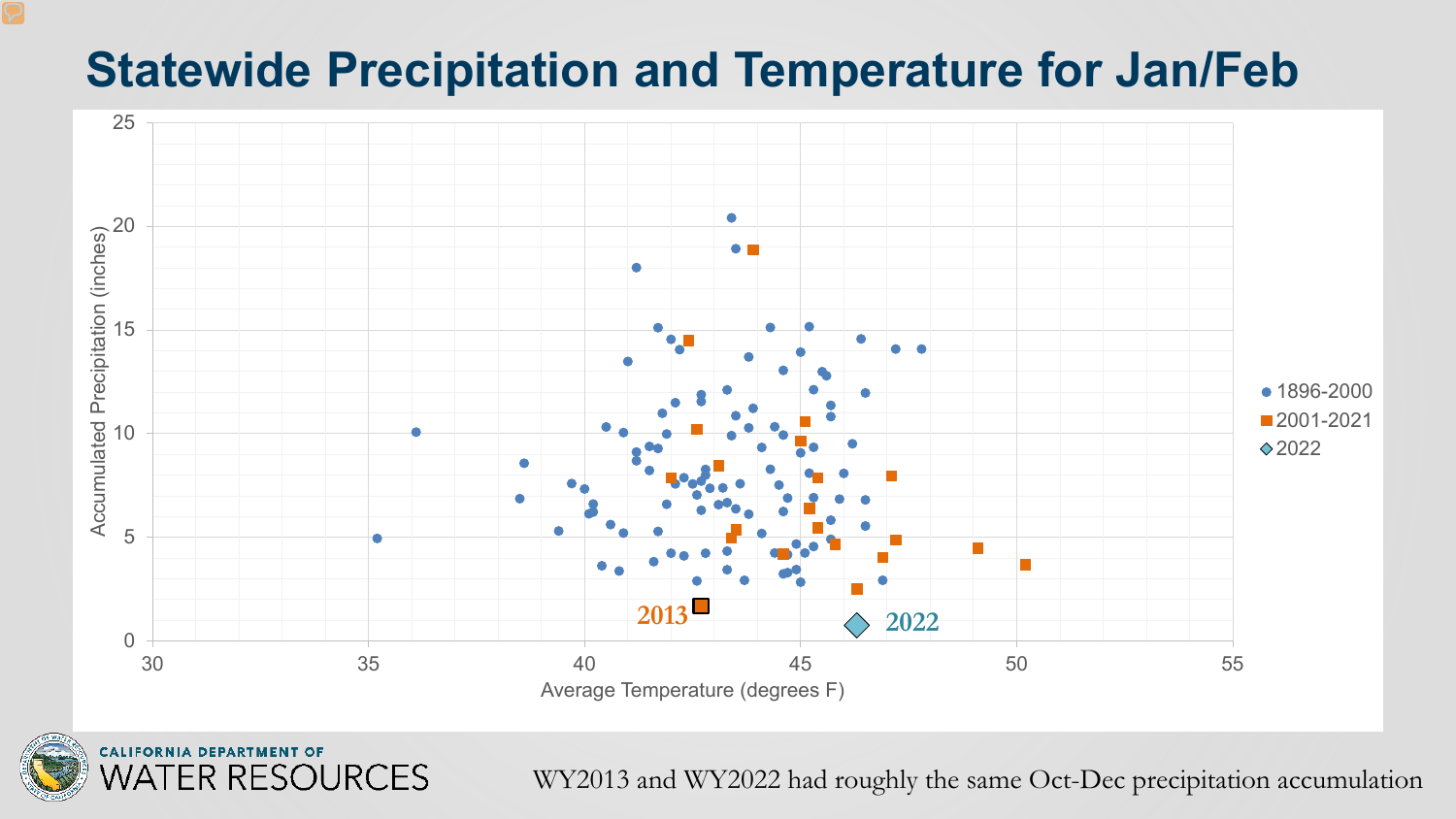# Statewide Precipitation and Temperature for Jan/Feb

WY2013 and WY2022 had roughly the same Oct-Dec precipitation accumulation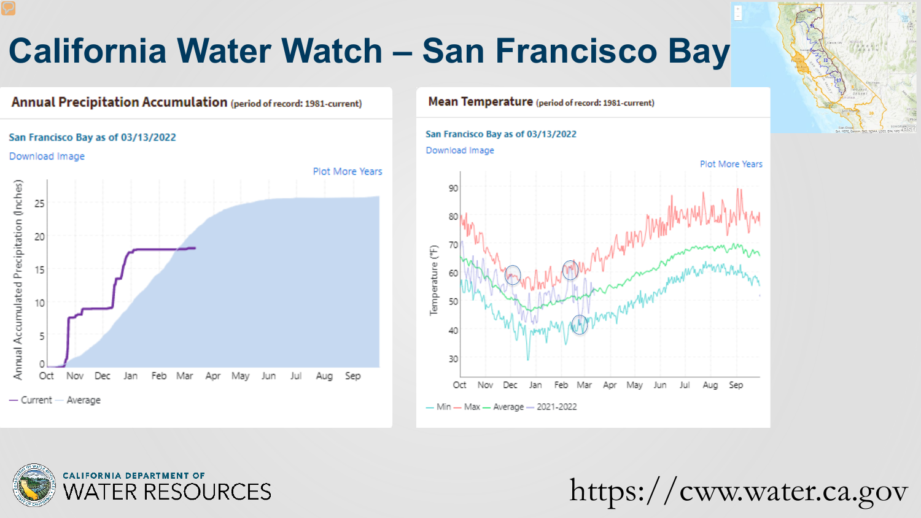# California Water Watch – San Francisco Bay

## Annual Precipitation Accumulation (period of record: 1981-current)

San Francisco Bay as of 03/13/2022

Download Image

Plot More Years

Annual Accumulated Precipitation (Inches)

0, 5, 10, 15, 20, 25

Oct, Nov, Dec, Jan, Feb, Mar, Apr, May, Jun, Jul, Aug, Sep

— Current — Average

## Mean Temperature (period of record: 1981-current)

San Francisco Bay as of 03/13/2022

Download Image

Plot More Years

Temperature (°F)

30, 40, 50, 60, 70, 80, 90

Oct, Nov, Dec, Jan, Feb, Mar, Apr, May, Jun, Jul, Aug, Sep

— Min — Max — Average — 2021-2022

CALIFORNIA DEPARTMENT OF WATER RESOURCES

https://cww.water.ca.gov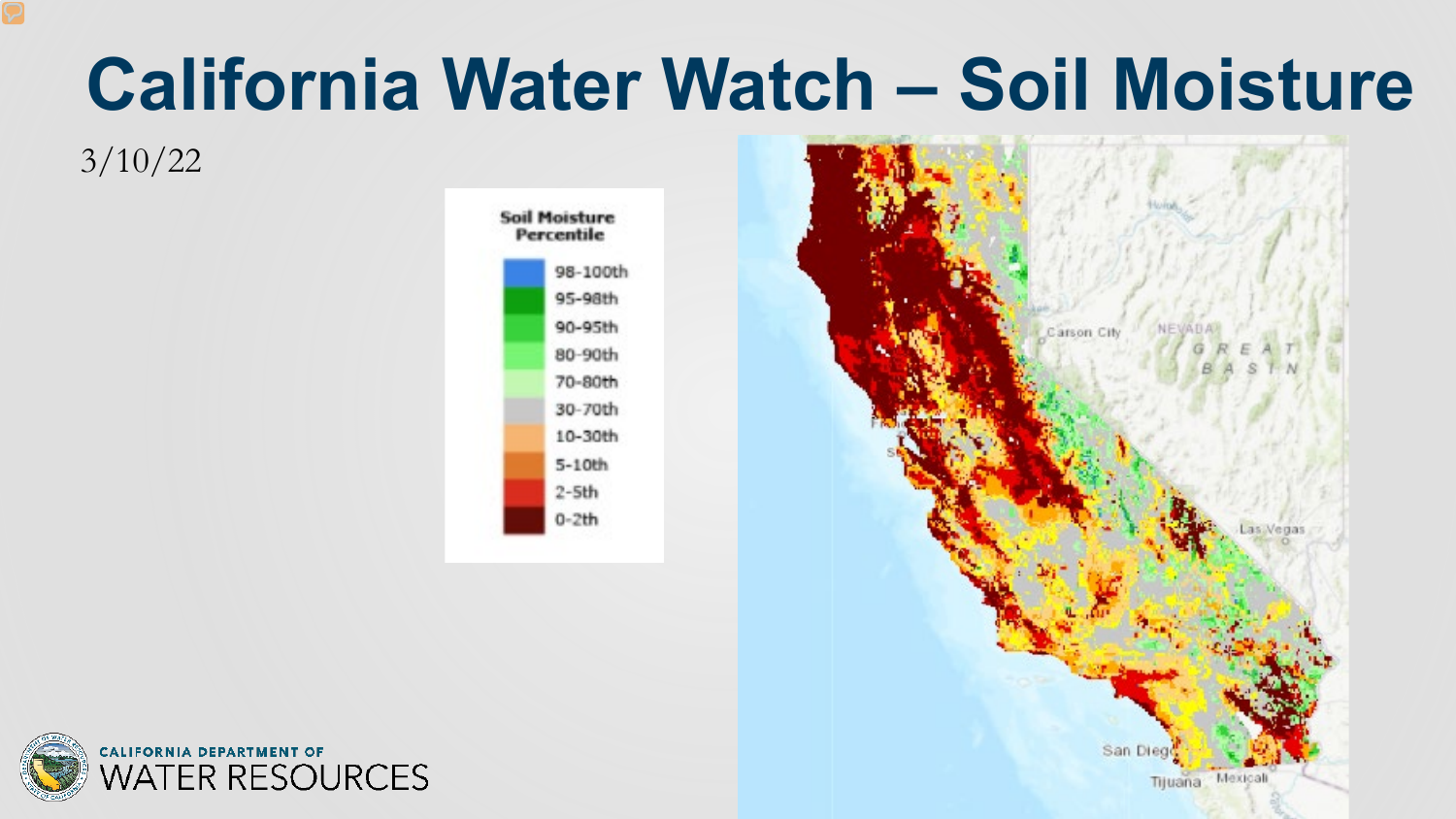# California Water Watch – Soil Moisture

3/10/22

**Soil Moisture Percentile**

- 98-100th
- 95-98th
- 90-95th
- 80-90th
- 70-80th
- 30-70th
- 10-30th
- 5-10th
- 2-5th
- 0-2th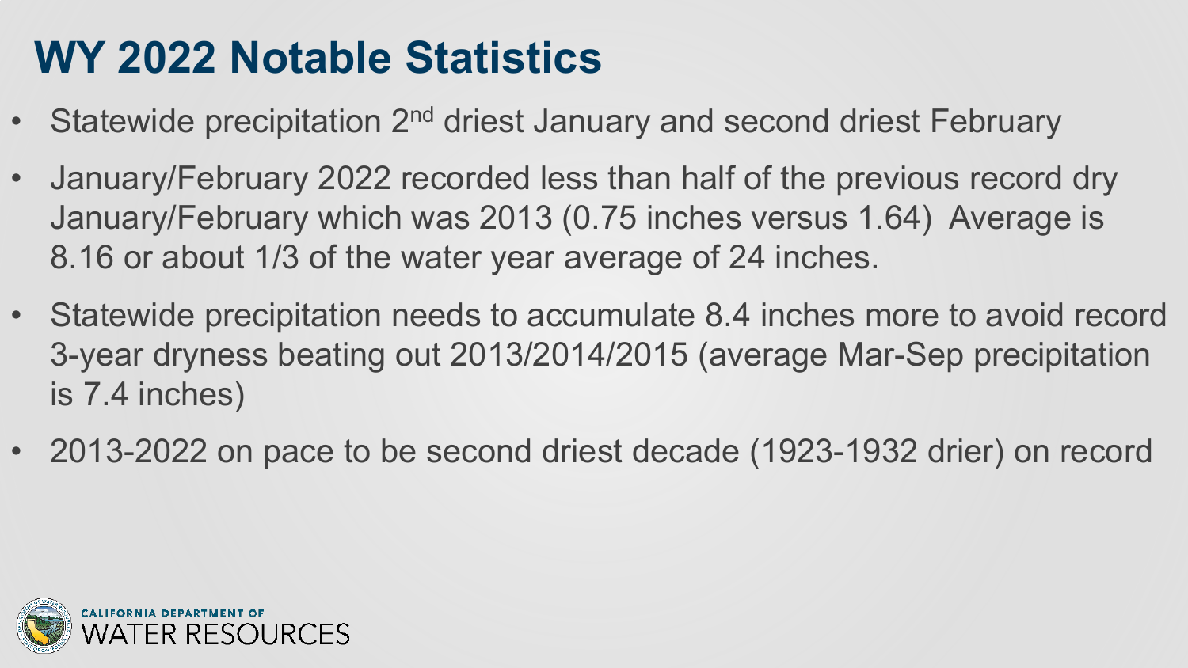# WY 2022 Notable Statistics

- Statewide precipitation 2nd driest January and second driest February
- January/February 2022 recorded less than half of the previous record dry January/February which was 2013 (0.75 inches versus 1.64) Average is 8.16 or about 1/3 of the water year average of 24 inches.
- Statewide precipitation needs to accumulate 8.4 inches more to avoid record 3-year dryness beating out 2013/2014/2015 (average Mar-Sep precipitation is 7.4 inches)
- 2013-2022 on pace to be second driest decade (1923-1932 drier) on record

CALIFORNIA DEPARTMENT OF WATER RESOURCES